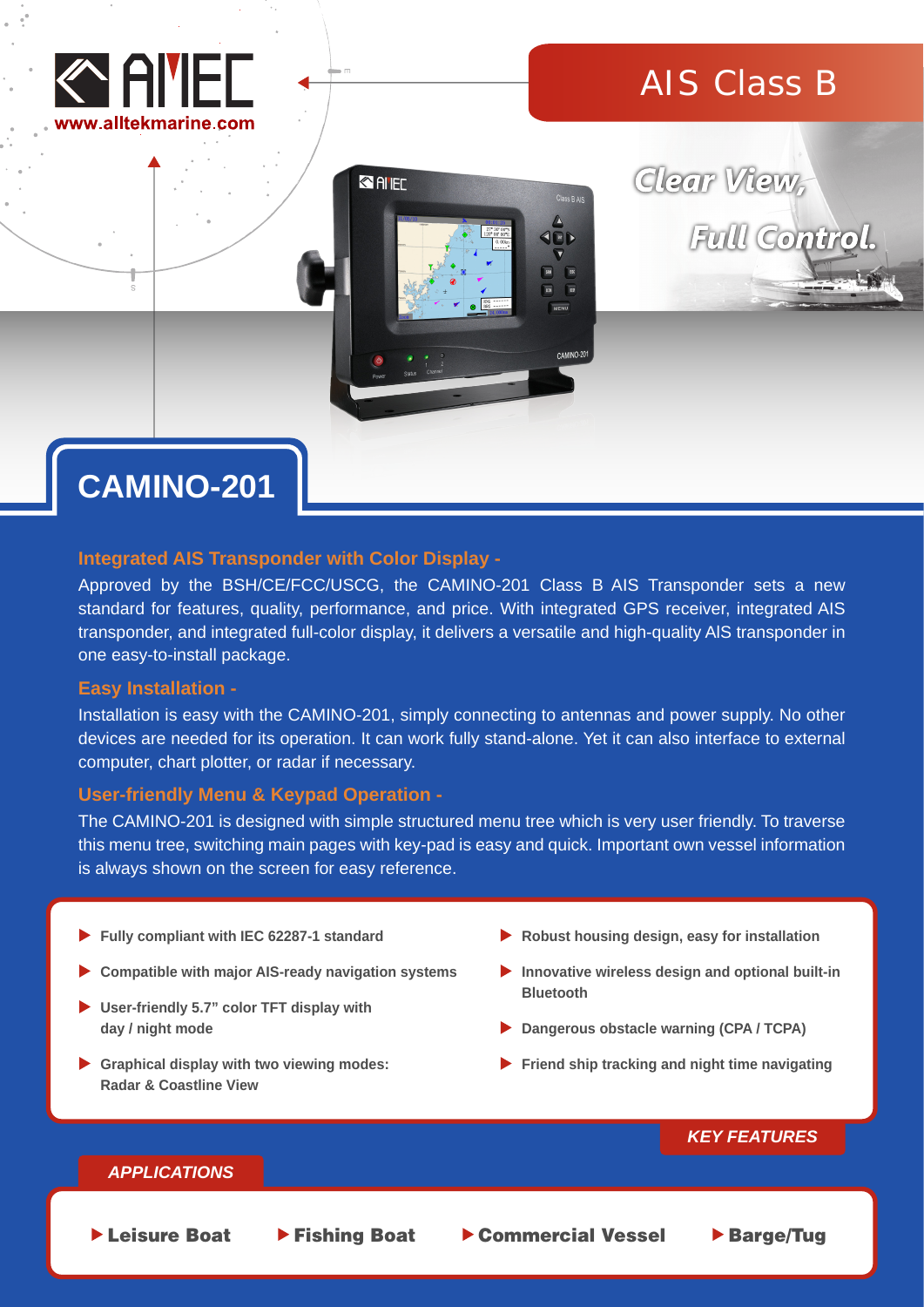AMEC
www.alltekmarine.com

# AIS Class B

*Clear View, Full Control.*

# CAMINO-201

## Integrated AIS Transponder with Color Display -

Approved by the BSH/CE/FCC/USCG, the CAMINO-201 Class B AIS Transponder sets a new standard for features, quality, performance, and price. With integrated GPS receiver, integrated AIS transponder, and integrated full-color display, it delivers a versatile and high-quality AIS transponder in one easy-to-install package.

## Easy Installation -

Installation is easy with the CAMINO-201, simply connecting to antennas and power supply. No other devices are needed for its operation. It can work fully stand-alone. Yet it can also interface to external computer, chart plotter, or radar if necessary.

## User-friendly Menu & Keypad Operation -

The CAMINO-201 is designed with simple structured menu tree which is very user friendly. To traverse this menu tree, switching main pages with key-pad is easy and quick. Important own vessel information is always shown on the screen for easy reference.

## KEY FEATURES

- **Fully compliant with IEC 62287-1 standard**
- **Compatible with major AIS-ready navigation systems**
- **User-friendly 5.7" color TFT display with day / night mode**
- **Graphical display with two viewing modes: Radar & Coastline View**
- **Robust housing design, easy for installation**
- **Innovative wireless design and optional built-in Bluetooth**
- **Dangerous obstacle warning (CPA / TCPA)**
- **Friend ship tracking and night time navigating**

## APPLICATIONS

- **Leisure Boat**
- **Fishing Boat**
- **Commercial Vessel**
- **Barge/Tug**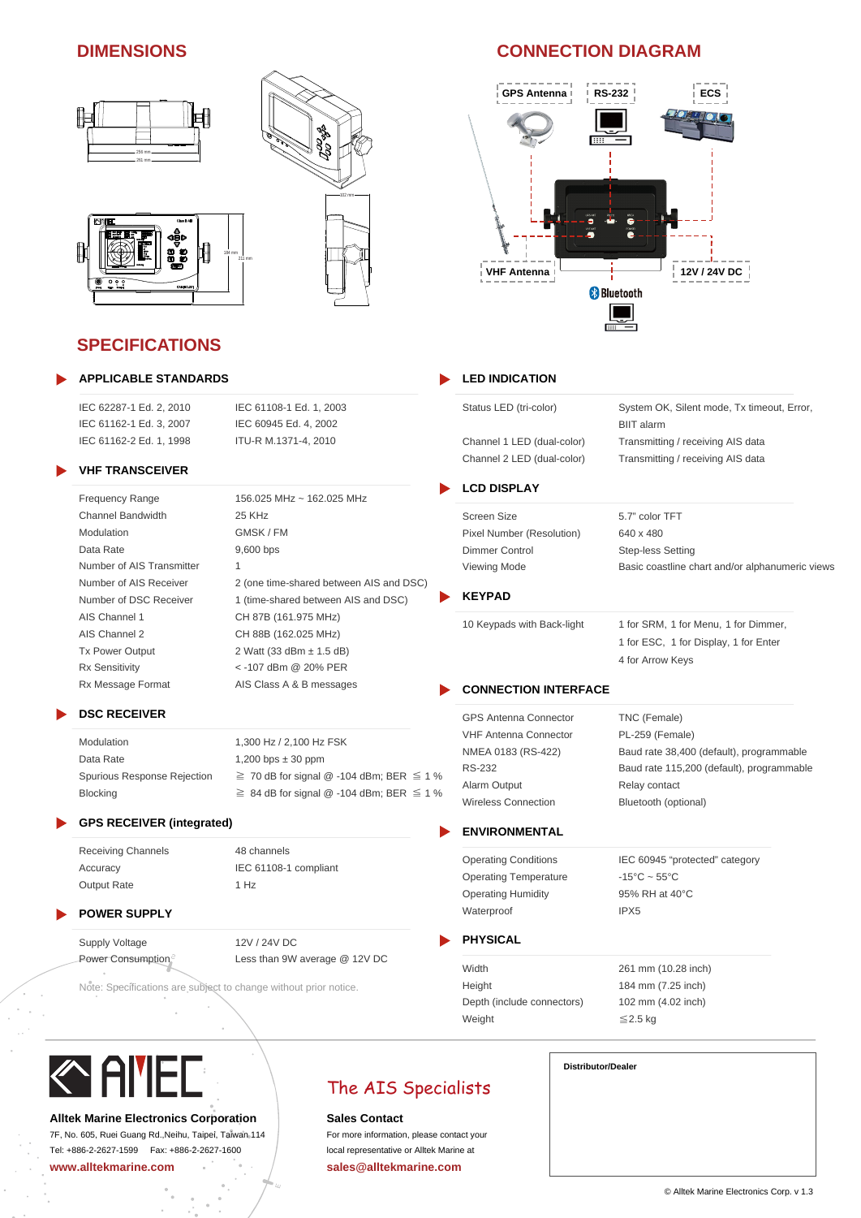## DIMENSIONS

256 mm
261 mm
102 mm
184 mm
211 mm

## CONNECTION DIAGRAM

GPS Antenna
RS-232
ECS
VHF Antenna
12V / 24V DC
Bluetooth

## SPECIFICATIONS

### APPLICABLE STANDARDS

| | |
|---|---|
| IEC 62287-1 Ed. 2, 2010 | IEC 61108-1 Ed. 1, 2003 |
| IEC 61162-1 Ed. 3, 2007 | IEC 60945 Ed. 4, 2002 |
| IEC 61162-2 Ed. 1, 1998 | ITU-R M.1371-4, 2010 |

### VHF TRANSCEIVER

| | |
|---|---|
| Frequency Range | 156.025 MHz ~ 162.025 MHz |
| Channel Bandwidth | 25 KHz |
| Modulation | GMSK / FM |
| Data Rate | 9,600 bps |
| Number of AIS Transmitter | 1 |
| Number of AIS Receiver | 2 (one time-shared between AIS and DSC) |
| Number of DSC Receiver | 1 (time-shared between AIS and DSC) |
| AIS Channel 1 | CH 87B (161.975 MHz) |
| AIS Channel 2 | CH 88B (162.025 MHz) |
| Tx Power Output | 2 Watt (33 dBm ± 1.5 dB) |
| Rx Sensitivity | < -107 dBm @ 20% PER |
| Rx Message Format | AIS Class A & B messages |

### DSC RECEIVER

| | |
|---|---|
| Modulation | 1,300 Hz / 2,100 Hz FSK |
| Data Rate | 1,200 bps ± 30 ppm |
| Spurious Response Rejection | ≧ 70 dB for signal @ -104 dBm; BER ≦ 1 % |
| Blocking | ≧ 84 dB for signal @ -104 dBm; BER ≦ 1 % |

### GPS RECEIVER (integrated)

| | |
|---|---|
| Receiving Channels | 48 channels |
| Accuracy | IEC 61108-1 compliant |
| Output Rate | 1 Hz |

### POWER SUPPLY

| | |
|---|---|
| Supply Voltage | 12V / 24V DC |
| Power Consumption | Less than 9W average @ 12V DC |

Note: Specifications are subject to change without prior notice.

### LED INDICATION

| | |
|---|---|
| Status LED (tri-color) | System OK, Silent mode, Tx timeout, Error, BIIT alarm |
| Channel 1 LED (dual-color) | Transmitting / receiving AIS data |
| Channel 2 LED (dual-color) | Transmitting / receiving AIS data |

### LCD DISPLAY

| | |
|---|---|
| Screen Size | 5.7" color TFT |
| Pixel Number (Resolution) | 640 x 480 |
| Dimmer Control | Step-less Setting |
| Viewing Mode | Basic coastline chart and/or alphanumeric views |

### KEYPAD

| | |
|---|---|
| 10 Keypads with Back-light | 1 for SRM, 1 for Menu, 1 for Dimmer, 1 for ESC, 1 for Display, 1 for Enter, 4 for Arrow Keys |

### CONNECTION INTERFACE

| | |
|---|---|
| GPS Antenna Connector | TNC (Female) |
| VHF Antenna Connector | PL-259 (Female) |
| NMEA 0183 (RS-422) | Baud rate 38,400 (default), programmable |
| RS-232 | Baud rate 115,200 (default), programmable |
| Alarm Output | Relay contact |
| Wireless Connection | Bluetooth (optional) |

### ENVIRONMENTAL

| | |
|---|---|
| Operating Conditions | IEC 60945 "protected" category |
| Operating Temperature | -15°C ~ 55°C |
| Operating Humidity | 95% RH at 40°C |
| Waterproof | IPX5 |

### PHYSICAL

| | |
|---|---|
| Width | 261 mm (10.28 inch) |
| Height | 184 mm (7.25 inch) |
| Depth (include connectors) | 102 mm (4.02 inch) |
| Weight | ≦2.5 kg |

AMEC

**Alltek Marine Electronics Corporation**
7F, No. 605, Ruei Guang Rd.,Neihu, Taipei, Taiwan 114
Tel: +886-2-2627-1599 Fax: +886-2-2627-1600
**www.alltekmarine.com**

The AIS Specialists

**Sales Contact**
For more information, please contact your local representative or Alltek Marine at
**sales@alltekmarine.com**

**Distributor/Dealer**

© Alltek Marine Electronics Corp. v 1.3